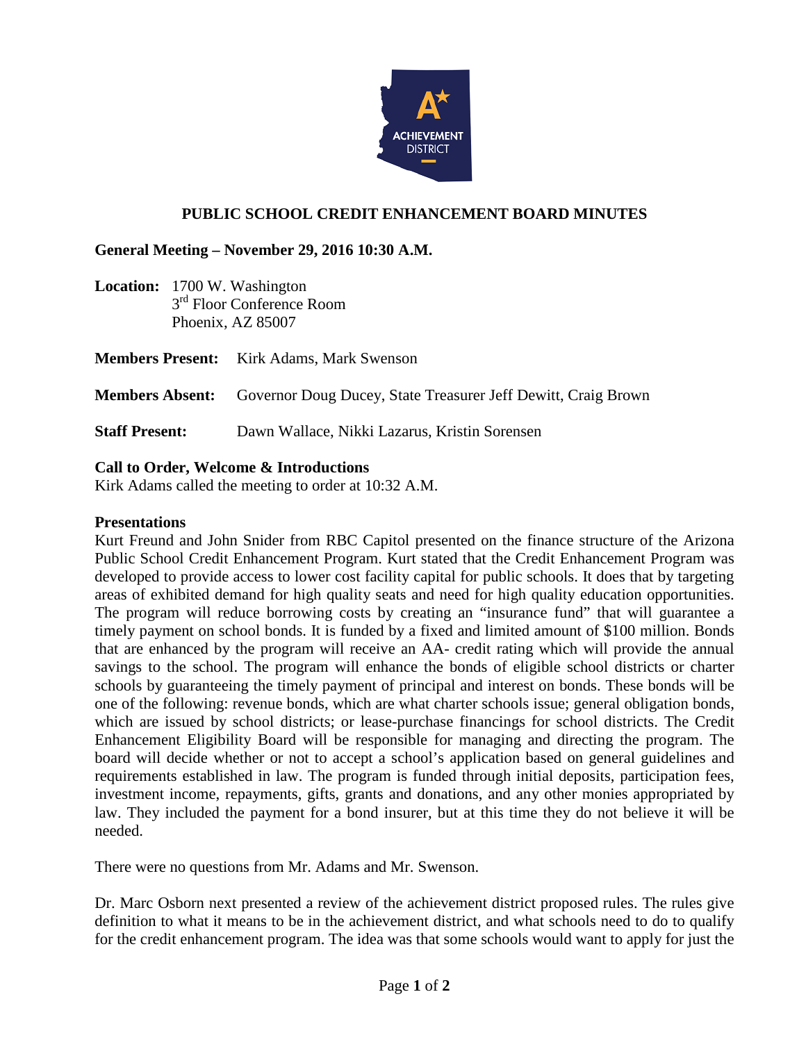# PUBLIC SCHOOL CREDIT ENHANCEMENT BOARD MINUTES

**General Meeting – November 29, 2016 10:30 A.M.**

**Location:** 1700 W. Washington
3rd Floor Conference Room
Phoenix, AZ 85007

**Members Present:** Kirk Adams, Mark Swenson

**Members Absent:** Governor Doug Ducey, State Treasurer Jeff Dewitt, Craig Brown

**Staff Present:** Dawn Wallace, Nikki Lazarus, Kristin Sorensen

**Call to Order, Welcome & Introductions**

Kirk Adams called the meeting to order at 10:32 A.M.

**Presentations**

Kurt Freund and John Snider from RBC Capitol presented on the finance structure of the Arizona Public School Credit Enhancement Program. Kurt stated that the Credit Enhancement Program was developed to provide access to lower cost facility capital for public schools. It does that by targeting areas of exhibited demand for high quality seats and need for high quality education opportunities. The program will reduce borrowing costs by creating an "insurance fund" that will guarantee a timely payment on school bonds. It is funded by a fixed and limited amount of $100 million. Bonds that are enhanced by the program will receive an AA- credit rating which will provide the annual savings to the school. The program will enhance the bonds of eligible school districts or charter schools by guaranteeing the timely payment of principal and interest on bonds. These bonds will be one of the following: revenue bonds, which are what charter schools issue; general obligation bonds, which are issued by school districts; or lease-purchase financings for school districts. The Credit Enhancement Eligibility Board will be responsible for managing and directing the program. The board will decide whether or not to accept a school's application based on general guidelines and requirements established in law. The program is funded through initial deposits, participation fees, investment income, repayments, gifts, grants and donations, and any other monies appropriated by law. They included the payment for a bond insurer, but at this time they do not believe it will be needed.

There were no questions from Mr. Adams and Mr. Swenson.

Dr. Marc Osborn next presented a review of the achievement district proposed rules. The rules give definition to what it means to be in the achievement district, and what schools need to do to qualify for the credit enhancement program. The idea was that some schools would want to apply for just the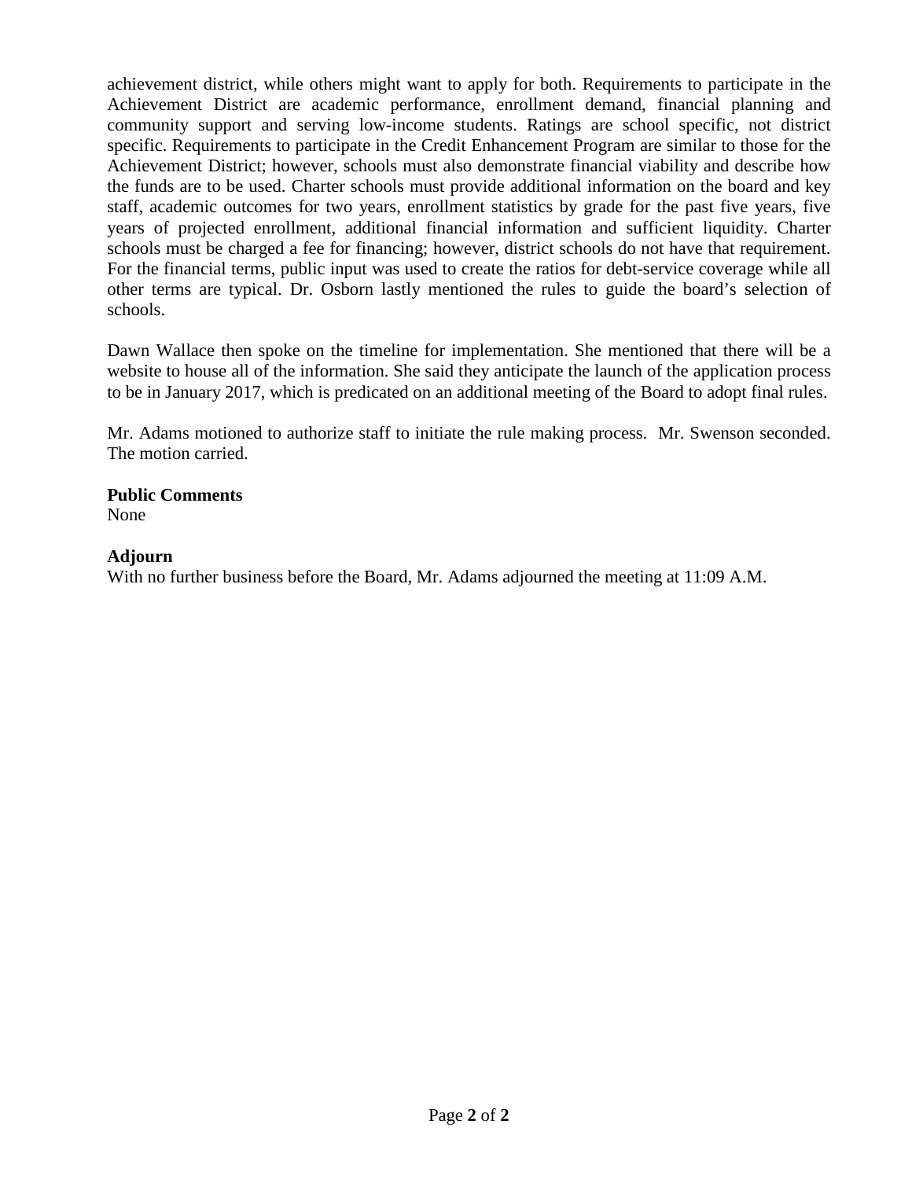achievement district, while others might want to apply for both. Requirements to participate in the Achievement District are academic performance, enrollment demand, financial planning and community support and serving low-income students. Ratings are school specific, not district specific. Requirements to participate in the Credit Enhancement Program are similar to those for the Achievement District; however, schools must also demonstrate financial viability and describe how the funds are to be used. Charter schools must provide additional information on the board and key staff, academic outcomes for two years, enrollment statistics by grade for the past five years, five years of projected enrollment, additional financial information and sufficient liquidity. Charter schools must be charged a fee for financing; however, district schools do not have that requirement. For the financial terms, public input was used to create the ratios for debt-service coverage while all other terms are typical. Dr. Osborn lastly mentioned the rules to guide the board's selection of schools.

Dawn Wallace then spoke on the timeline for implementation. She mentioned that there will be a website to house all of the information. She said they anticipate the launch of the application process to be in January 2017, which is predicated on an additional meeting of the Board to adopt final rules.

Mr. Adams motioned to authorize staff to initiate the rule making process. Mr. Swenson seconded. The motion carried.

**Public Comments**
None

**Adjourn**
With no further business before the Board, Mr. Adams adjourned the meeting at 11:09 A.M.